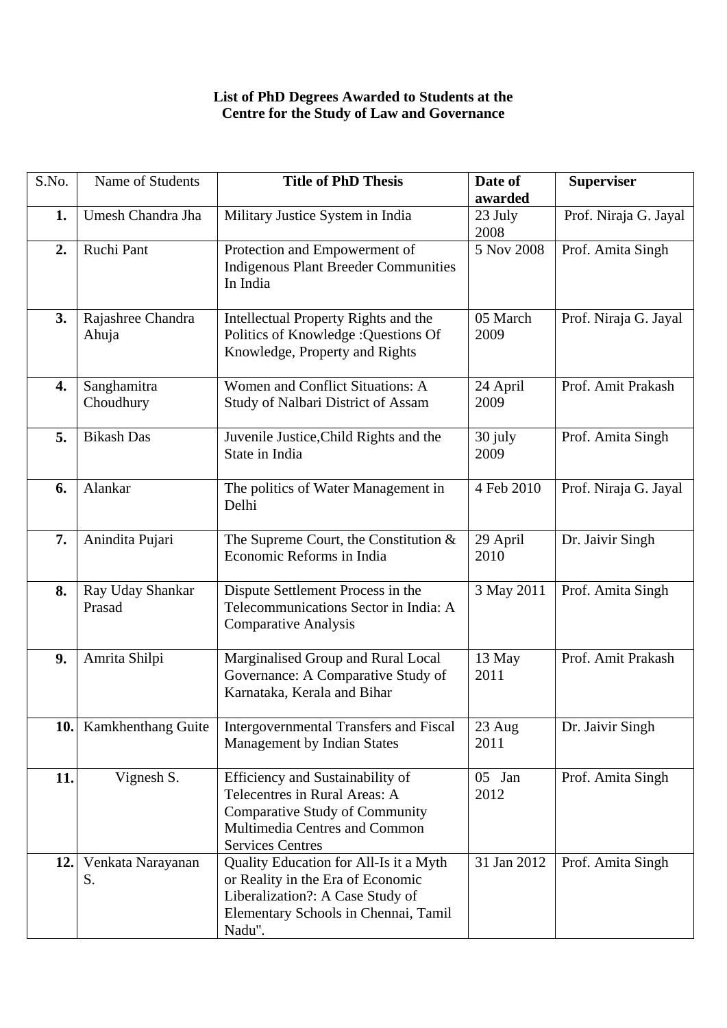**List of PhD Degrees Awarded to Students at the Centre for the Study of Law and Governance**

| S.No. | Name of Students | **Title of PhD Thesis** | **Date of awarded** | **Superviser** |
|---|---|---|---|---|
| **1.** | Umesh Chandra Jha | Military Justice System in India | 23 July 2008 | Prof. Niraja G. Jayal |
| **2.** | Ruchi Pant | Protection and Empowerment of Indigenous Plant Breeder Communities In India | 5 Nov 2008 | Prof. Amita Singh |
| **3.** | Rajashree Chandra Ahuja | Intellectual Property Rights and the Politics of Knowledge :Questions Of Knowledge, Property and Rights | 05 March 2009 | Prof. Niraja G. Jayal |
| **4.** | Sanghamitra Choudhury | Women and Conflict Situations: A Study of Nalbari District of Assam | 24 April 2009 | Prof. Amit Prakash |
| **5.** | Bikash Das | Juvenile Justice,Child Rights and the State in India | 30 july 2009 | Prof. Amita Singh |
| **6.** | Alankar | The politics of Water Management in Delhi | 4 Feb 2010 | Prof. Niraja G. Jayal |
| **7.** | Anindita Pujari | The Supreme Court, the Constitution & Economic Reforms in India | 29 April 2010 | Dr. Jaivir Singh |
| **8.** | Ray Uday Shankar Prasad | Dispute Settlement Process in the Telecommunications Sector in India: A Comparative Analysis | 3 May 2011 | Prof. Amita Singh |
| **9.** | Amrita Shilpi | Marginalised Group and Rural Local Governance: A Comparative Study of Karnataka, Kerala and Bihar | 13 May 2011 | Prof. Amit Prakash |
| **10.** | Kamkhenthang Guite | Intergovernmental Transfers and Fiscal Management by Indian States | 23 Aug 2011 | Dr. Jaivir Singh |
| **11.** | Vignesh S. | Efficiency and Sustainability of Telecentres in Rural Areas: A Comparative Study of Community Multimedia Centres and Common Services Centres | 05 Jan 2012 | Prof. Amita Singh |
| **12.** | Venkata Narayanan S. | Quality Education for All-Is it a Myth or Reality in the Era of Economic Liberalization?: A Case Study of Elementary Schools in Chennai, Tamil Nadu". | 31 Jan 2012 | Prof. Amita Singh |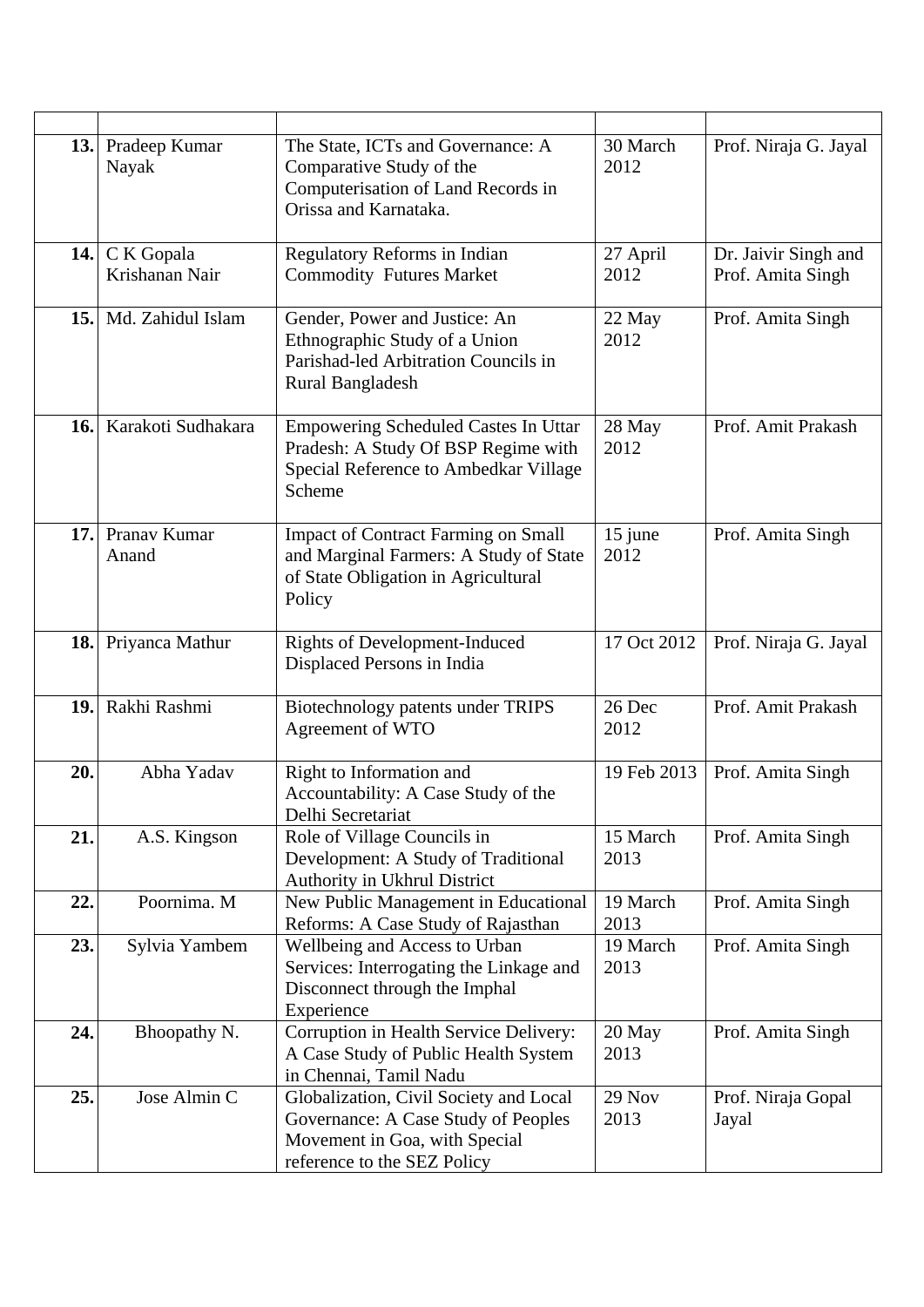| | | | | |
|---|---|---|---|---|
| **13.** | Pradeep Kumar Nayak | The State, ICTs and Governance: A Comparative Study of the Computerisation of Land Records in Orissa and Karnataka. | 30 March 2012 | Prof. Niraja G. Jayal |
| **14.** | C K Gopala Krishanan Nair | Regulatory Reforms in Indian Commodity Futures Market | 27 April 2012 | Dr. Jaivir Singh and Prof. Amita Singh |
| **15.** | Md. Zahidul Islam | Gender, Power and Justice: An Ethnographic Study of a Union Parishad-led Arbitration Councils in Rural Bangladesh | 22 May 2012 | Prof. Amita Singh |
| **16.** | Karakoti Sudhakara | Empowering Scheduled Castes In Uttar Pradesh: A Study Of BSP Regime with Special Reference to Ambedkar Village Scheme | 28 May 2012 | Prof. Amit Prakash |
| **17.** | Pranav Kumar Anand | Impact of Contract Farming on Small and Marginal Farmers: A Study of State of State Obligation in Agricultural Policy | 15 june 2012 | Prof. Amita Singh |
| **18.** | Priyanca Mathur | Rights of Development-Induced Displaced Persons in India | 17 Oct 2012 | Prof. Niraja G. Jayal |
| **19.** | Rakhi Rashmi | Biotechnology patents under TRIPS Agreement of WTO | 26 Dec 2012 | Prof. Amit Prakash |
| **20.** | Abha Yadav | Right to Information and Accountability: A Case Study of the Delhi Secretariat | 19 Feb 2013 | Prof. Amita Singh |
| **21.** | A.S. Kingson | Role of Village Councils in Development: A Study of Traditional Authority in Ukhrul District | 15 March 2013 | Prof. Amita Singh |
| **22.** | Poornima. M | New Public Management in Educational Reforms: A Case Study of Rajasthan | 19 March 2013 | Prof. Amita Singh |
| **23.** | Sylvia Yambem | Wellbeing and Access to Urban Services: Interrogating the Linkage and Disconnect through the Imphal Experience | 19 March 2013 | Prof. Amita Singh |
| **24.** | Bhoopathy N. | Corruption in Health Service Delivery: A Case Study of Public Health System in Chennai, Tamil Nadu | 20 May 2013 | Prof. Amita Singh |
| **25.** | Jose Almin C | Globalization, Civil Society and Local Governance: A Case Study of Peoples Movement in Goa, with Special reference to the SEZ Policy | 29 Nov 2013 | Prof. Niraja Gopal Jayal |